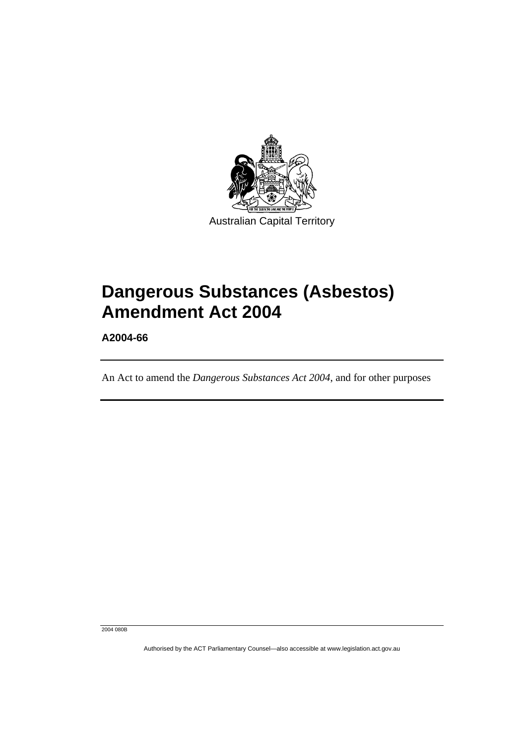Australian Capital Territory

# Dangerous Substances (Asbestos) Amendment Act 2004

**A2004-66**

An Act to amend the *Dangerous Substances Act 2004*, and for other purposes

2004 080B

Authorised by the ACT Parliamentary Counsel—also accessible at www.legislation.act.gov.au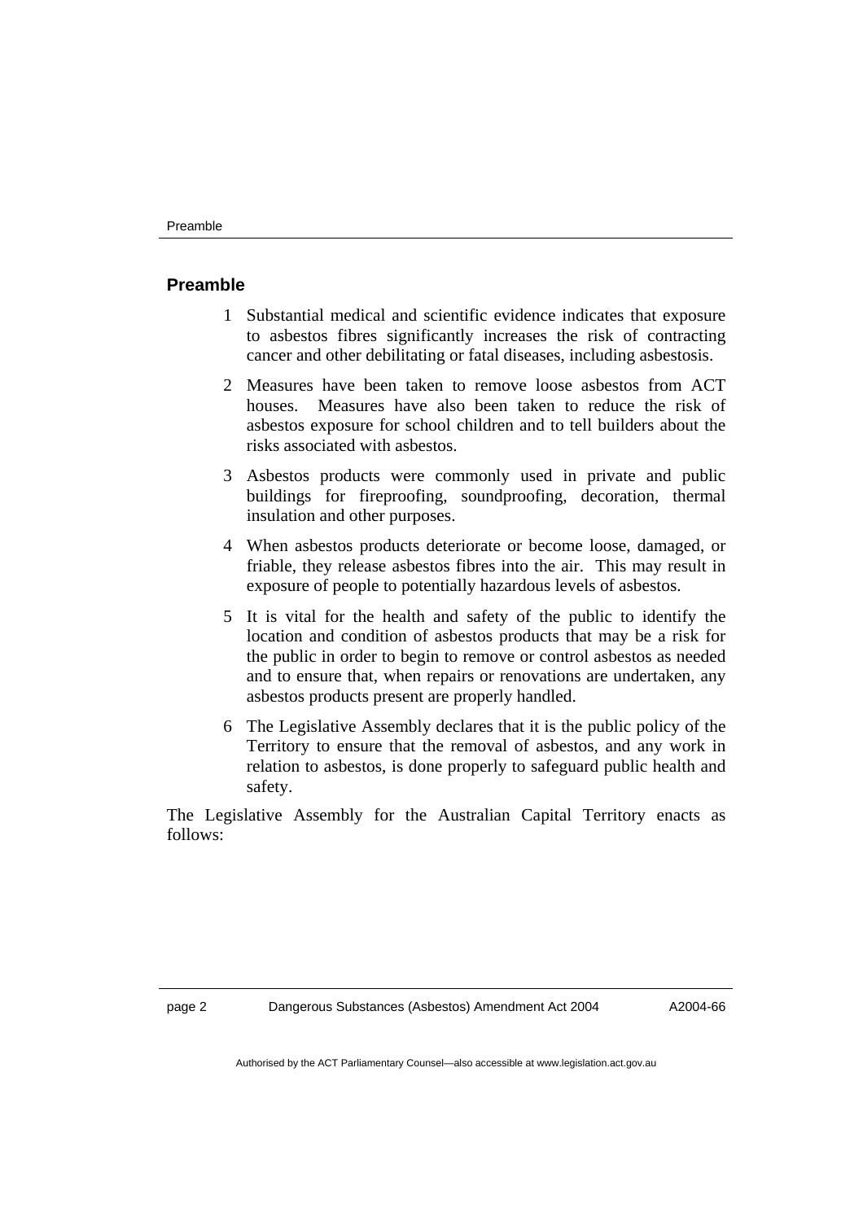## Preamble

1 Substantial medical and scientific evidence indicates that exposure to asbestos fibres significantly increases the risk of contracting cancer and other debilitating or fatal diseases, including asbestosis.

2 Measures have been taken to remove loose asbestos from ACT houses. Measures have also been taken to reduce the risk of asbestos exposure for school children and to tell builders about the risks associated with asbestos.

3 Asbestos products were commonly used in private and public buildings for fireproofing, soundproofing, decoration, thermal insulation and other purposes.

4 When asbestos products deteriorate or become loose, damaged, or friable, they release asbestos fibres into the air. This may result in exposure of people to potentially hazardous levels of asbestos.

5 It is vital for the health and safety of the public to identify the location and condition of asbestos products that may be a risk for the public in order to begin to remove or control asbestos as needed and to ensure that, when repairs or renovations are undertaken, any asbestos products present are properly handled.

6 The Legislative Assembly declares that it is the public policy of the Territory to ensure that the removal of asbestos, and any work in relation to asbestos, is done properly to safeguard public health and safety.

The Legislative Assembly for the Australian Capital Territory enacts as follows: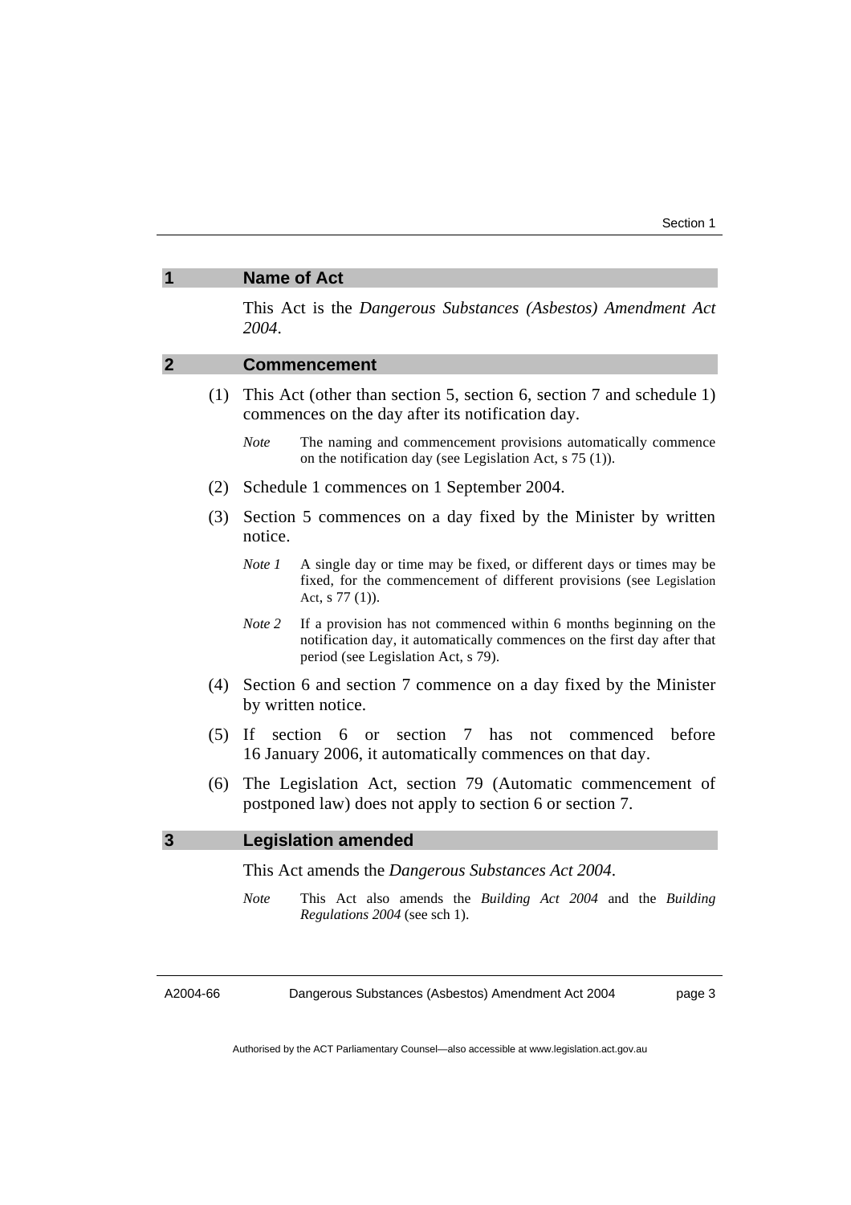## 1 Name of Act

This Act is the *Dangerous Substances (Asbestos) Amendment Act 2004*.

## 2 Commencement

(1) This Act (other than section 5, section 6, section 7 and schedule 1) commences on the day after its notification day.

> *Note* The naming and commencement provisions automatically commence on the notification day (see Legislation Act, s 75 (1)).

(2) Schedule 1 commences on 1 September 2004.

(3) Section 5 commences on a day fixed by the Minister by written notice.

> *Note 1* A single day or time may be fixed, or different days or times may be fixed, for the commencement of different provisions (see Legislation Act, s 77 (1)).

> *Note 2* If a provision has not commenced within 6 months beginning on the notification day, it automatically commences on the first day after that period (see Legislation Act, s 79).

(4) Section 6 and section 7 commence on a day fixed by the Minister by written notice.

(5) If section 6 or section 7 has not commenced before 16 January 2006, it automatically commences on that day.

(6) The Legislation Act, section 79 (Automatic commencement of postponed law) does not apply to section 6 or section 7.

## 3 Legislation amended

This Act amends the *Dangerous Substances Act 2004*.

> *Note* This Act also amends the *Building Act 2004* and the *Building Regulations 2004* (see sch 1).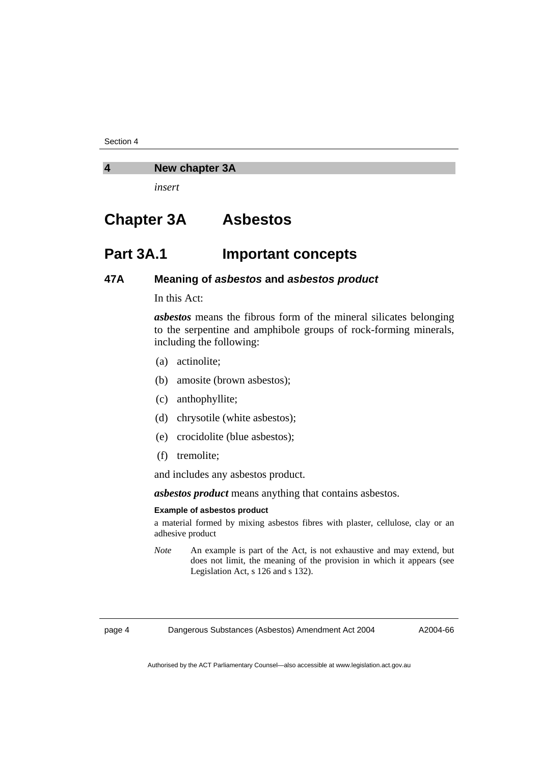## 4 New chapter 3A

*insert*

# Chapter 3A Asbestos

# Part 3A.1 Important concepts

### 47A Meaning of *asbestos* and *asbestos product*

In this Act:

***asbestos*** means the fibrous form of the mineral silicates belonging to the serpentine and amphibole groups of rock-forming minerals, including the following:

(a) actinolite;

(b) amosite (brown asbestos);

(c) anthophyllite;

(d) chrysotile (white asbestos);

(e) crocidolite (blue asbestos);

(f) tremolite;

and includes any asbestos product.

***asbestos product*** means anything that contains asbestos.

**Example of asbestos product**

a material formed by mixing asbestos fibres with plaster, cellulose, clay or an adhesive product

*Note* An example is part of the Act, is not exhaustive and may extend, but does not limit, the meaning of the provision in which it appears (see Legislation Act, s 126 and s 132).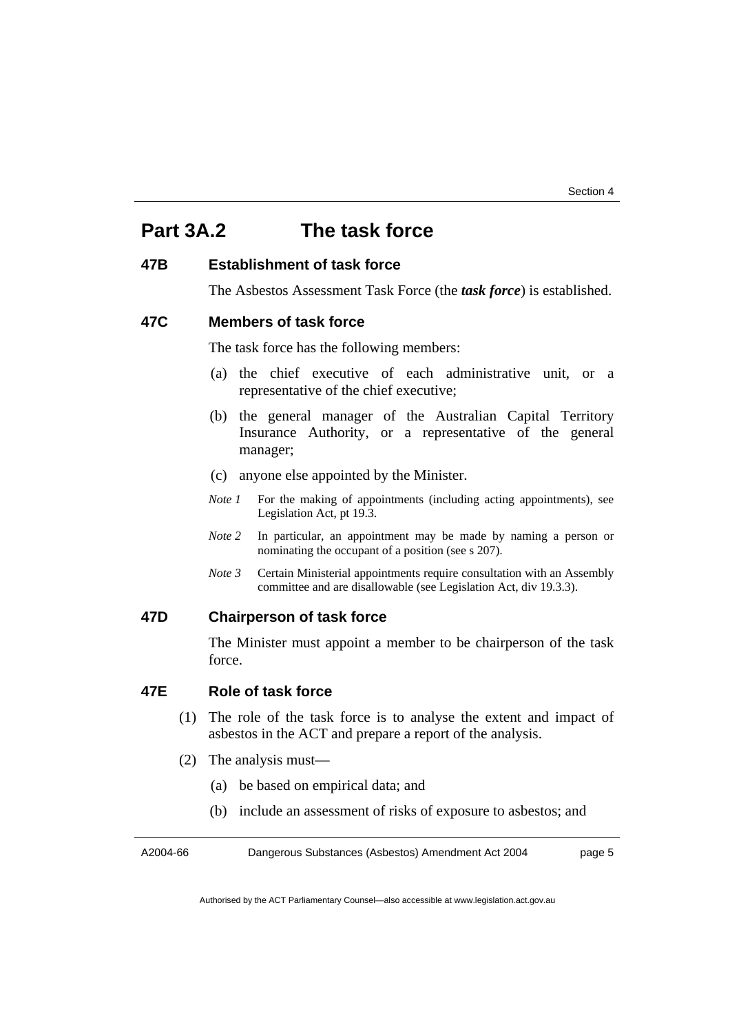# Part 3A.2 The task force

### 47B Establishment of task force

The Asbestos Assessment Task Force (the ***task force***) is established.

### 47C Members of task force

The task force has the following members:

(a) the chief executive of each administrative unit, or a representative of the chief executive;

(b) the general manager of the Australian Capital Territory Insurance Authority, or a representative of the general manager;

(c) anyone else appointed by the Minister.

*Note 1* For the making of appointments (including acting appointments), see Legislation Act, pt 19.3.

*Note 2* In particular, an appointment may be made by naming a person or nominating the occupant of a position (see s 207).

*Note 3* Certain Ministerial appointments require consultation with an Assembly committee and are disallowable (see Legislation Act, div 19.3.3).

### 47D Chairperson of task force

The Minister must appoint a member to be chairperson of the task force.

### 47E Role of task force

(1) The role of the task force is to analyse the extent and impact of asbestos in the ACT and prepare a report of the analysis.

(2) The analysis must—

(a) be based on empirical data; and

(b) include an assessment of risks of exposure to asbestos; and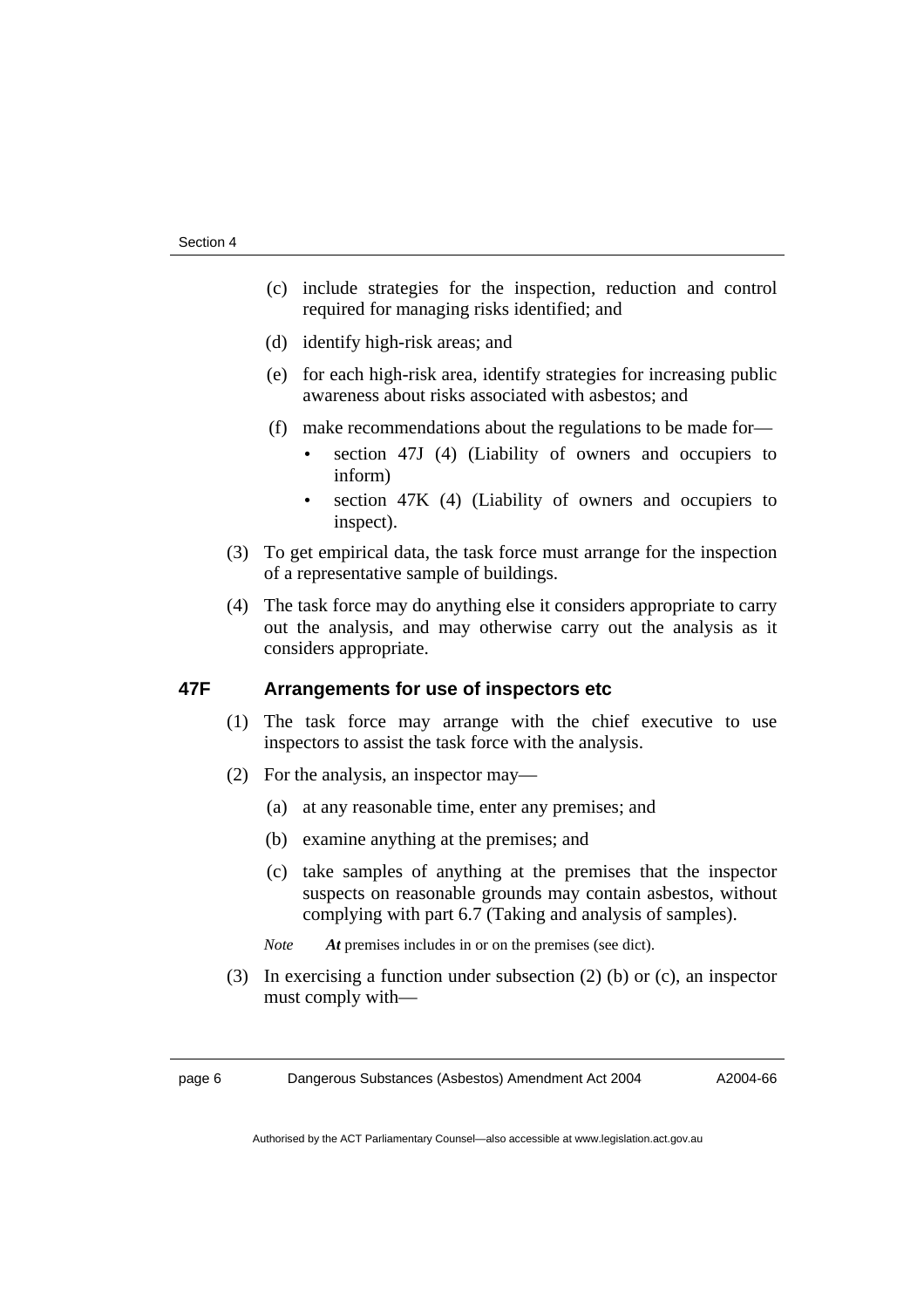(c) include strategies for the inspection, reduction and control required for managing risks identified; and

(d) identify high-risk areas; and

(e) for each high-risk area, identify strategies for increasing public awareness about risks associated with asbestos; and

(f) make recommendations about the regulations to be made for—

- section 47J (4) (Liability of owners and occupiers to inform)
- section 47K (4) (Liability of owners and occupiers to inspect).

(3) To get empirical data, the task force must arrange for the inspection of a representative sample of buildings.

(4) The task force may do anything else it considers appropriate to carry out the analysis, and may otherwise carry out the analysis as it considers appropriate.

### 47F Arrangements for use of inspectors etc

(1) The task force may arrange with the chief executive to use inspectors to assist the task force with the analysis.

(2) For the analysis, an inspector may—

(a) at any reasonable time, enter any premises; and

(b) examine anything at the premises; and

(c) take samples of anything at the premises that the inspector suspects on reasonable grounds may contain asbestos, without complying with part 6.7 (Taking and analysis of samples).

*Note* ***At*** premises includes in or on the premises (see dict).

(3) In exercising a function under subsection (2) (b) or (c), an inspector must comply with—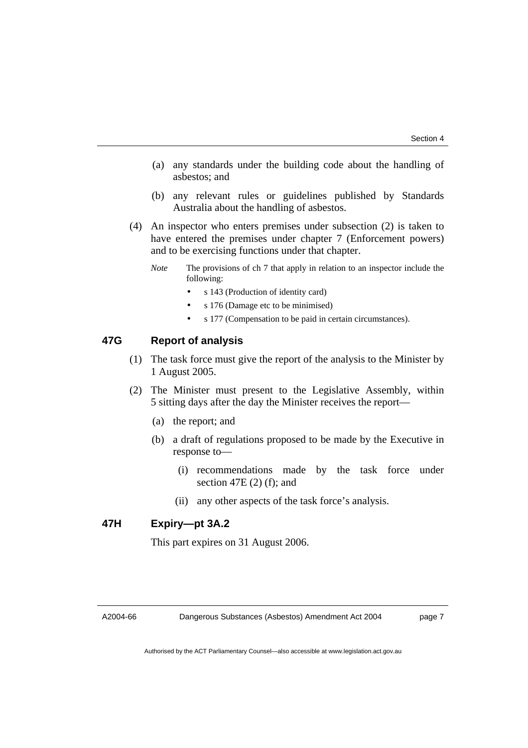(a) any standards under the building code about the handling of asbestos; and

(b) any relevant rules or guidelines published by Standards Australia about the handling of asbestos.

(4) An inspector who enters premises under subsection (2) is taken to have entered the premises under chapter 7 (Enforcement powers) and to be exercising functions under that chapter.

*Note* The provisions of ch 7 that apply in relation to an inspector include the following:

- s 143 (Production of identity card)
- s 176 (Damage etc to be minimised)
- s 177 (Compensation to be paid in certain circumstances).

### 47G Report of analysis

(1) The task force must give the report of the analysis to the Minister by 1 August 2005.

(2) The Minister must present to the Legislative Assembly, within 5 sitting days after the day the Minister receives the report—

(a) the report; and

(b) a draft of regulations proposed to be made by the Executive in response to—

(i) recommendations made by the task force under section 47E (2) (f); and

(ii) any other aspects of the task force's analysis.

### 47H Expiry—pt 3A.2

This part expires on 31 August 2006.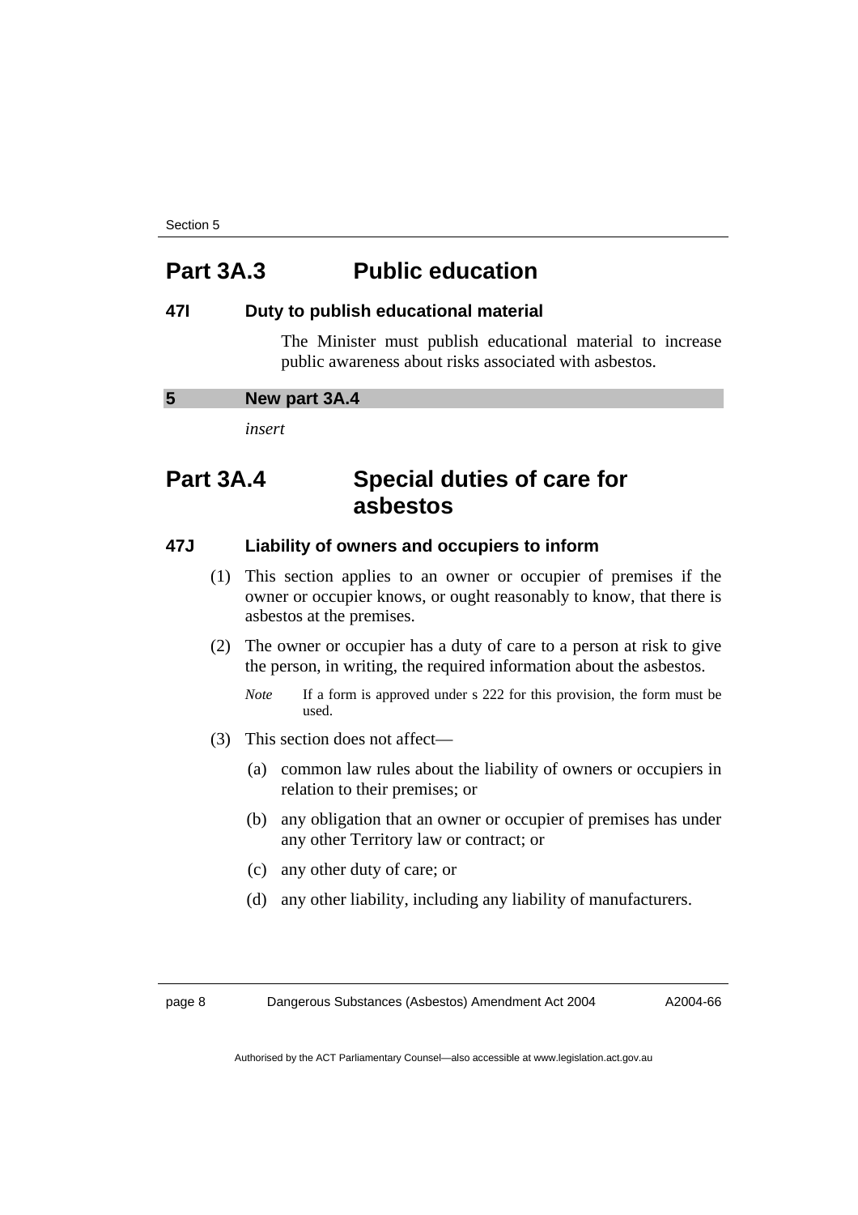## Part 3A.3 Public education

### 47I Duty to publish educational material

The Minister must publish educational material to increase public awareness about risks associated with asbestos.

### 5 New part 3A.4

*insert*

## Part 3A.4 Special duties of care for asbestos

### 47J Liability of owners and occupiers to inform

(1) This section applies to an owner or occupier of premises if the owner or occupier knows, or ought reasonably to know, that there is asbestos at the premises.

(2) The owner or occupier has a duty of care to a person at risk to give the person, in writing, the required information about the asbestos.

*Note* If a form is approved under s 222 for this provision, the form must be used.

(3) This section does not affect—

(a) common law rules about the liability of owners or occupiers in relation to their premises; or

(b) any obligation that an owner or occupier of premises has under any other Territory law or contract; or

(c) any other duty of care; or

(d) any other liability, including any liability of manufacturers.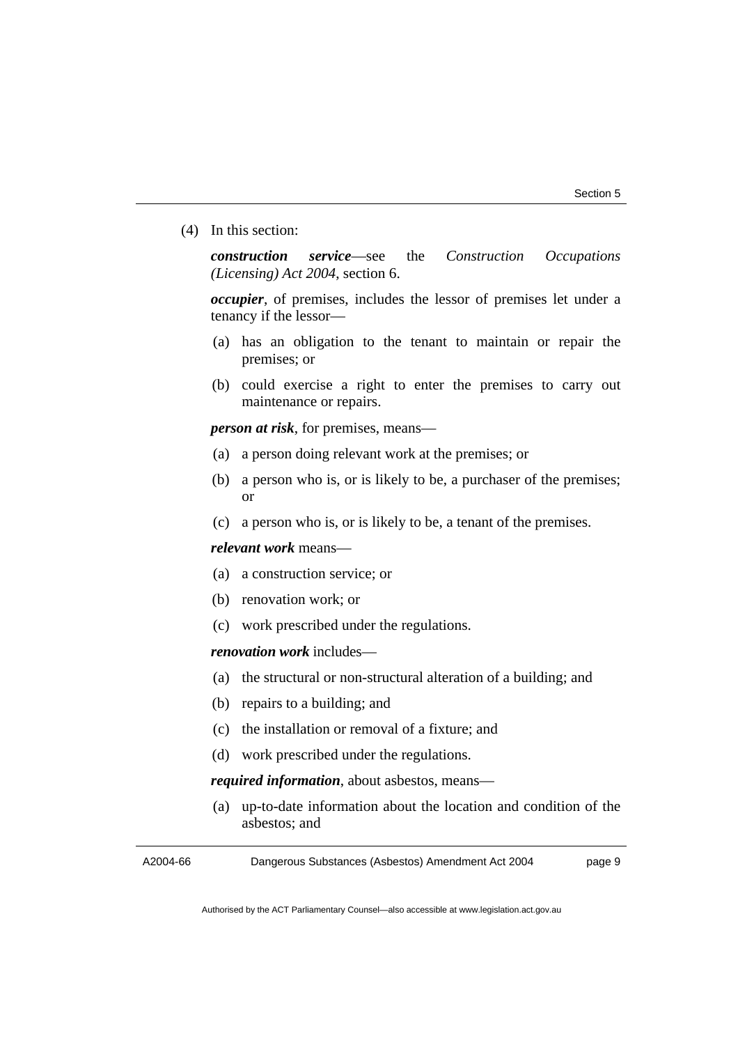(4) In this section:

***construction service***—see the *Construction Occupations (Licensing) Act 2004*, section 6.

***occupier***, of premises, includes the lessor of premises let under a tenancy if the lessor—

(a) has an obligation to the tenant to maintain or repair the premises; or

(b) could exercise a right to enter the premises to carry out maintenance or repairs.

***person at risk***, for premises, means—

(a) a person doing relevant work at the premises; or

(b) a person who is, or is likely to be, a purchaser of the premises; or

(c) a person who is, or is likely to be, a tenant of the premises.

***relevant work*** means—

(a) a construction service; or

(b) renovation work; or

(c) work prescribed under the regulations.

***renovation work*** includes—

(a) the structural or non-structural alteration of a building; and

(b) repairs to a building; and

(c) the installation or removal of a fixture; and

(d) work prescribed under the regulations.

***required information***, about asbestos, means—

(a) up-to-date information about the location and condition of the asbestos; and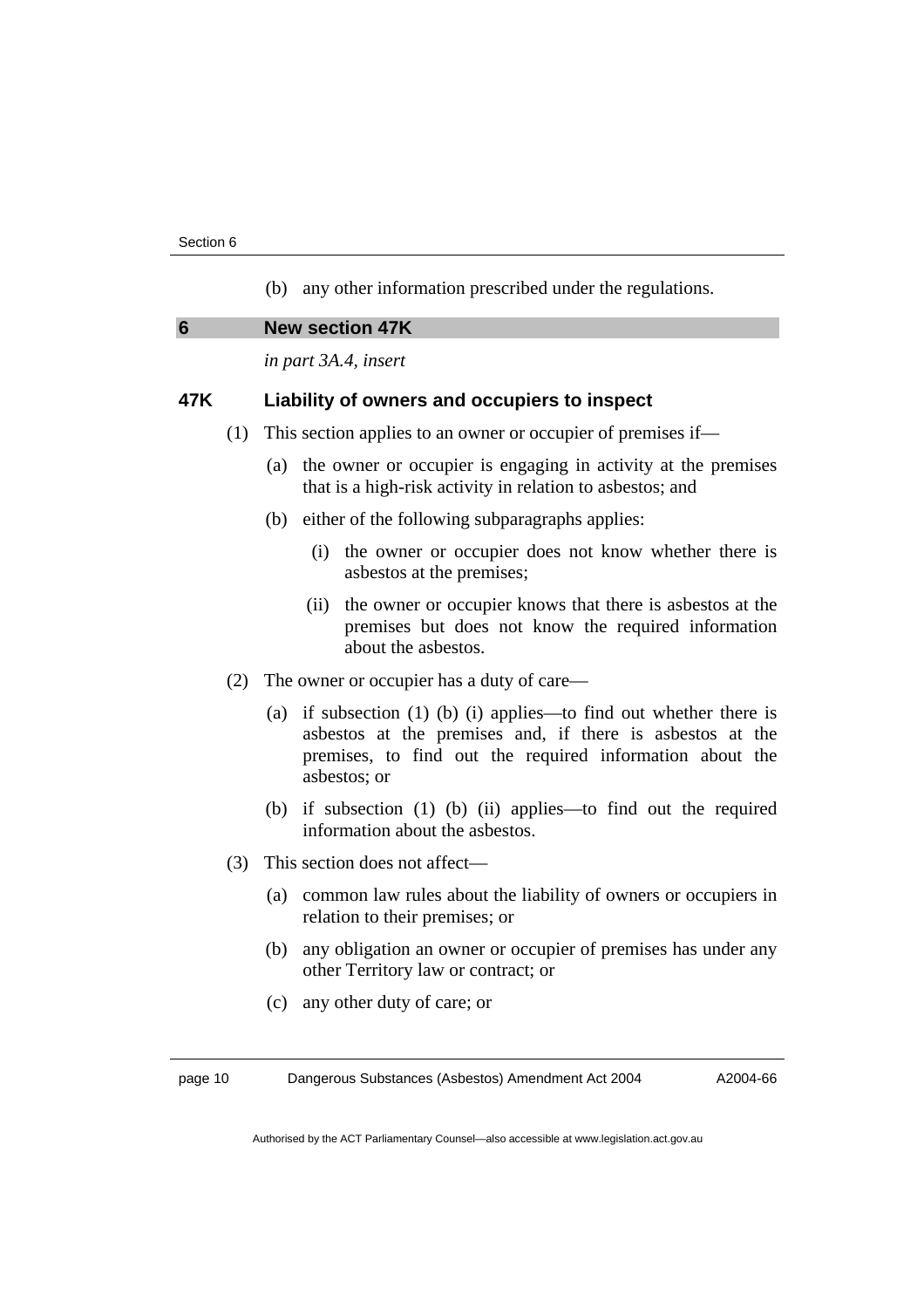(b) any other information prescribed under the regulations.

## 6 New section 47K

*in part 3A.4, insert*

### 47K Liability of owners and occupiers to inspect

(1) This section applies to an owner or occupier of premises if—

(a) the owner or occupier is engaging in activity at the premises that is a high-risk activity in relation to asbestos; and

(b) either of the following subparagraphs applies:

(i) the owner or occupier does not know whether there is asbestos at the premises;

(ii) the owner or occupier knows that there is asbestos at the premises but does not know the required information about the asbestos.

(2) The owner or occupier has a duty of care—

(a) if subsection (1) (b) (i) applies—to find out whether there is asbestos at the premises and, if there is asbestos at the premises, to find out the required information about the asbestos; or

(b) if subsection (1) (b) (ii) applies—to find out the required information about the asbestos.

(3) This section does not affect—

(a) common law rules about the liability of owners or occupiers in relation to their premises; or

(b) any obligation an owner or occupier of premises has under any other Territory law or contract; or

(c) any other duty of care; or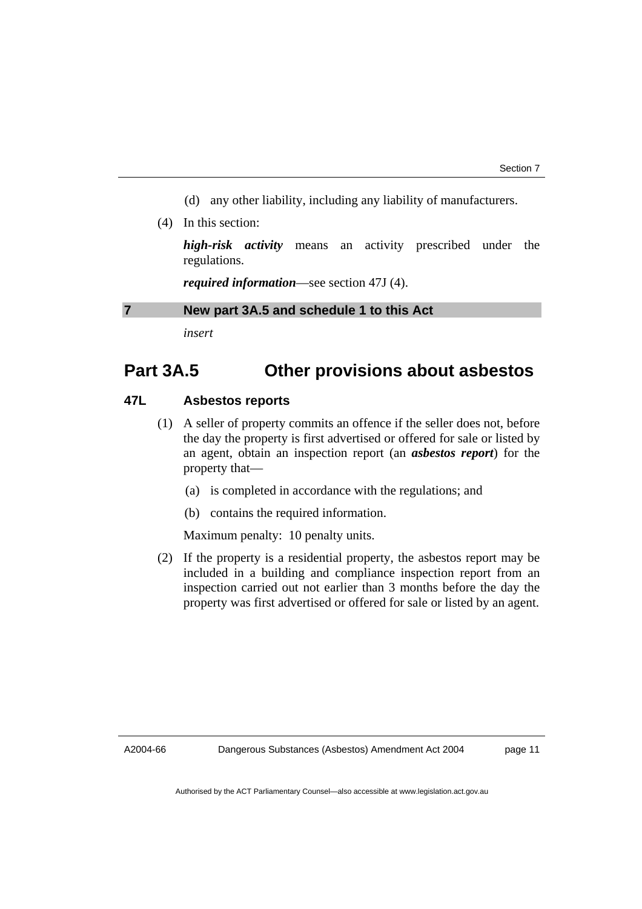(d) any other liability, including any liability of manufacturers.

(4) In this section:

***high-risk activity*** means an activity prescribed under the regulations.

***required information***—see section 47J (4).

## 7 New part 3A.5 and schedule 1 to this Act

*insert*

# Part 3A.5 Other provisions about asbestos

### 47L Asbestos reports

(1) A seller of property commits an offence if the seller does not, before the day the property is first advertised or offered for sale or listed by an agent, obtain an inspection report (an ***asbestos report***) for the property that—

(a) is completed in accordance with the regulations; and

(b) contains the required information.

Maximum penalty: 10 penalty units.

(2) If the property is a residential property, the asbestos report may be included in a building and compliance inspection report from an inspection carried out not earlier than 3 months before the day the property was first advertised or offered for sale or listed by an agent.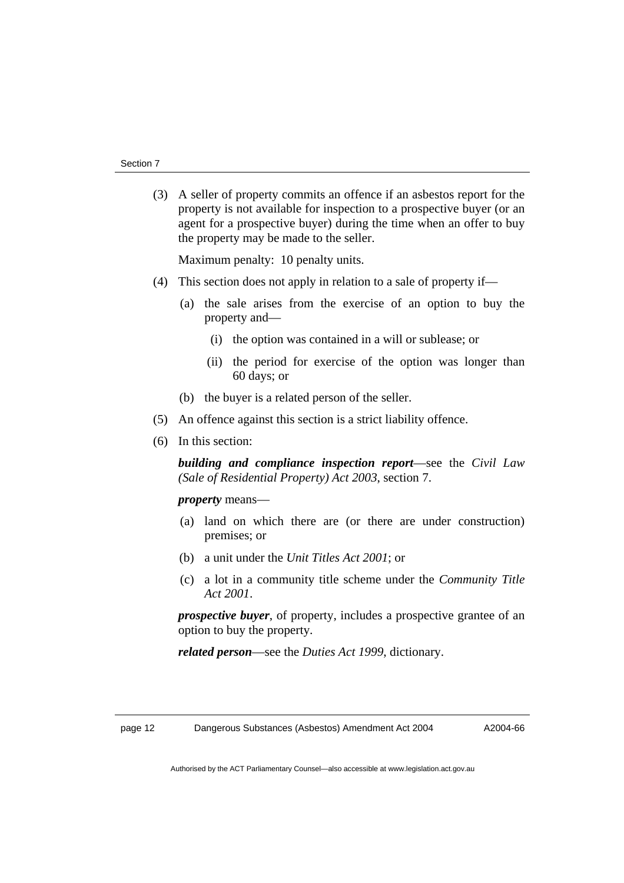(3) A seller of property commits an offence if an asbestos report for the property is not available for inspection to a prospective buyer (or an agent for a prospective buyer) during the time when an offer to buy the property may be made to the seller.

Maximum penalty: 10 penalty units.

(4) This section does not apply in relation to a sale of property if—

(a) the sale arises from the exercise of an option to buy the property and—

(i) the option was contained in a will or sublease; or

(ii) the period for exercise of the option was longer than 60 days; or

(b) the buyer is a related person of the seller.

(5) An offence against this section is a strict liability offence.

(6) In this section:

***building and compliance inspection report***—see the *Civil Law (Sale of Residential Property) Act 2003*, section 7.

***property*** means—

(a) land on which there are (or there are under construction) premises; or

(b) a unit under the *Unit Titles Act 2001*; or

(c) a lot in a community title scheme under the *Community Title Act 2001*.

***prospective buyer***, of property, includes a prospective grantee of an option to buy the property.

***related person***—see the *Duties Act 1999*, dictionary.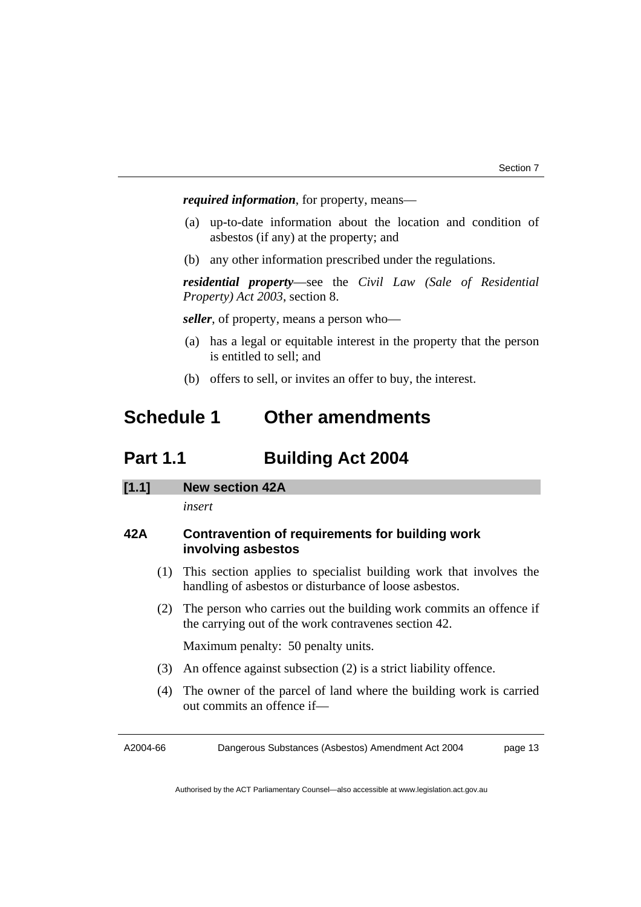***required information***, for property, means—

(a) up-to-date information about the location and condition of asbestos (if any) at the property; and

(b) any other information prescribed under the regulations.

***residential property***—see the *Civil Law (Sale of Residential Property) Act 2003*, section 8.

***seller***, of property, means a person who—

(a) has a legal or equitable interest in the property that the person is entitled to sell; and

(b) offers to sell, or invites an offer to buy, the interest.

# Schedule 1 Other amendments

## Part 1.1 Building Act 2004

### [1.1] New section 42A

*insert*

### 42A Contravention of requirements for building work involving asbestos

(1) This section applies to specialist building work that involves the handling of asbestos or disturbance of loose asbestos.

(2) The person who carries out the building work commits an offence if the carrying out of the work contravenes section 42.

Maximum penalty: 50 penalty units.

(3) An offence against subsection (2) is a strict liability offence.

(4) The owner of the parcel of land where the building work is carried out commits an offence if—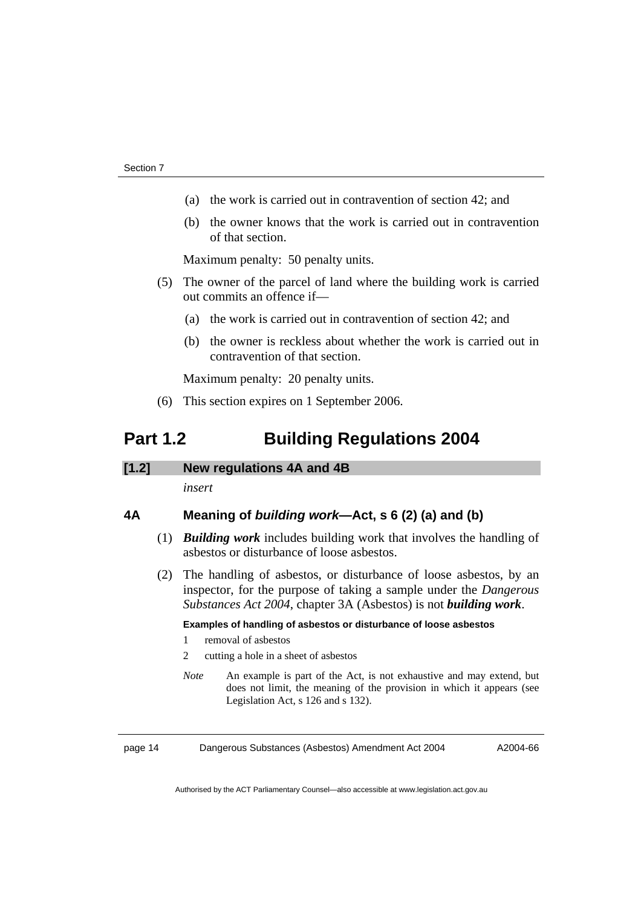(a) the work is carried out in contravention of section 42; and

(b) the owner knows that the work is carried out in contravention of that section.

Maximum penalty: 50 penalty units.

(5) The owner of the parcel of land where the building work is carried out commits an offence if—

(a) the work is carried out in contravention of section 42; and

(b) the owner is reckless about whether the work is carried out in contravention of that section.

Maximum penalty: 20 penalty units.

(6) This section expires on 1 September 2006.

# Part 1.2 Building Regulations 2004

## [1.2] New regulations 4A and 4B

*insert*

### 4A Meaning of *building work*—Act, s 6 (2) (a) and (b)

(1) ***Building work*** includes building work that involves the handling of asbestos or disturbance of loose asbestos.

(2) The handling of asbestos, or disturbance of loose asbestos, by an inspector, for the purpose of taking a sample under the *Dangerous Substances Act 2004*, chapter 3A (Asbestos) is not ***building work***.

**Examples of handling of asbestos or disturbance of loose asbestos**

1 removal of asbestos

2 cutting a hole in a sheet of asbestos

*Note* An example is part of the Act, is not exhaustive and may extend, but does not limit, the meaning of the provision in which it appears (see Legislation Act, s 126 and s 132).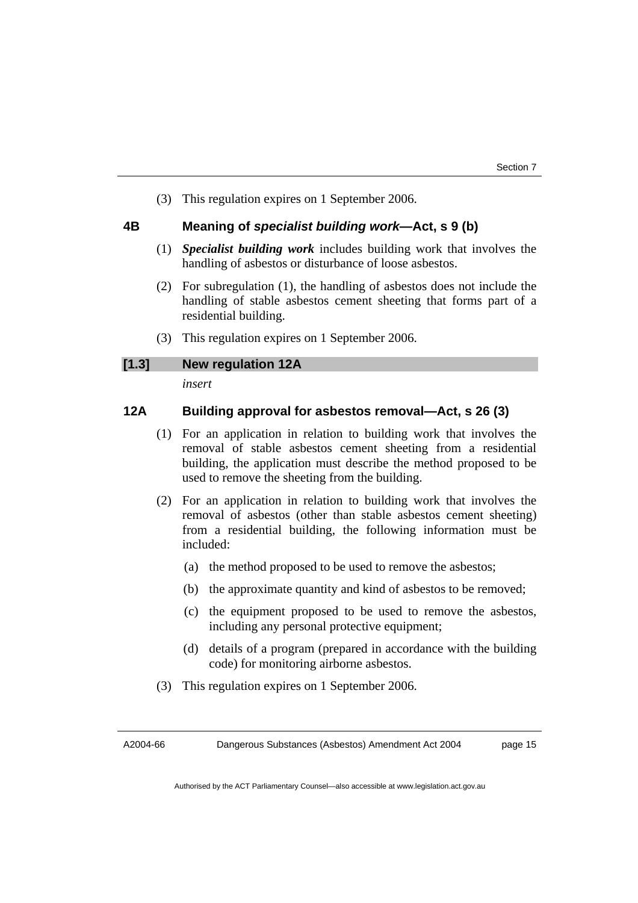(3) This regulation expires on 1 September 2006.

### 4B Meaning of ***specialist building work***—Act, s 9 (b)

(1) ***Specialist building work*** includes building work that involves the handling of asbestos or disturbance of loose asbestos.

(2) For subregulation (1), the handling of asbestos does not include the handling of stable asbestos cement sheeting that forms part of a residential building.

(3) This regulation expires on 1 September 2006.

## [1.3] New regulation 12A

*insert*

### 12A Building approval for asbestos removal—Act, s 26 (3)

(1) For an application in relation to building work that involves the removal of stable asbestos cement sheeting from a residential building, the application must describe the method proposed to be used to remove the sheeting from the building.

(2) For an application in relation to building work that involves the removal of asbestos (other than stable asbestos cement sheeting) from a residential building, the following information must be included:

(a) the method proposed to be used to remove the asbestos;

(b) the approximate quantity and kind of asbestos to be removed;

(c) the equipment proposed to be used to remove the asbestos, including any personal protective equipment;

(d) details of a program (prepared in accordance with the building code) for monitoring airborne asbestos.

(3) This regulation expires on 1 September 2006.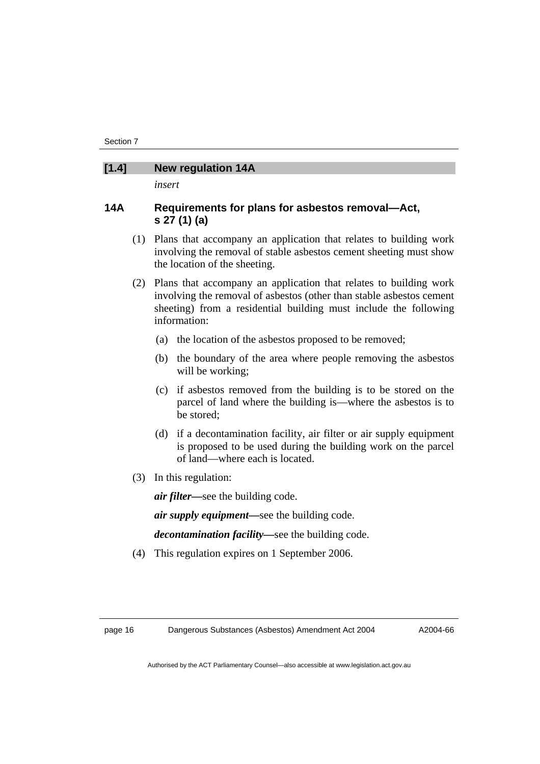### [1.4] New regulation 14A

*insert*

#### 14A Requirements for plans for asbestos removal—Act, s 27 (1) (a)

(1) Plans that accompany an application that relates to building work involving the removal of stable asbestos cement sheeting must show the location of the sheeting.

(2) Plans that accompany an application that relates to building work involving the removal of asbestos (other than stable asbestos cement sheeting) from a residential building must include the following information:

(a) the location of the asbestos proposed to be removed;

(b) the boundary of the area where people removing the asbestos will be working;

(c) if asbestos removed from the building is to be stored on the parcel of land where the building is—where the asbestos is to be stored;

(d) if a decontamination facility, air filter or air supply equipment is proposed to be used during the building work on the parcel of land—where each is located.

(3) In this regulation:

***air filter***—see the building code.

***air supply equipment***—see the building code.

***decontamination facility***—see the building code.

(4) This regulation expires on 1 September 2006.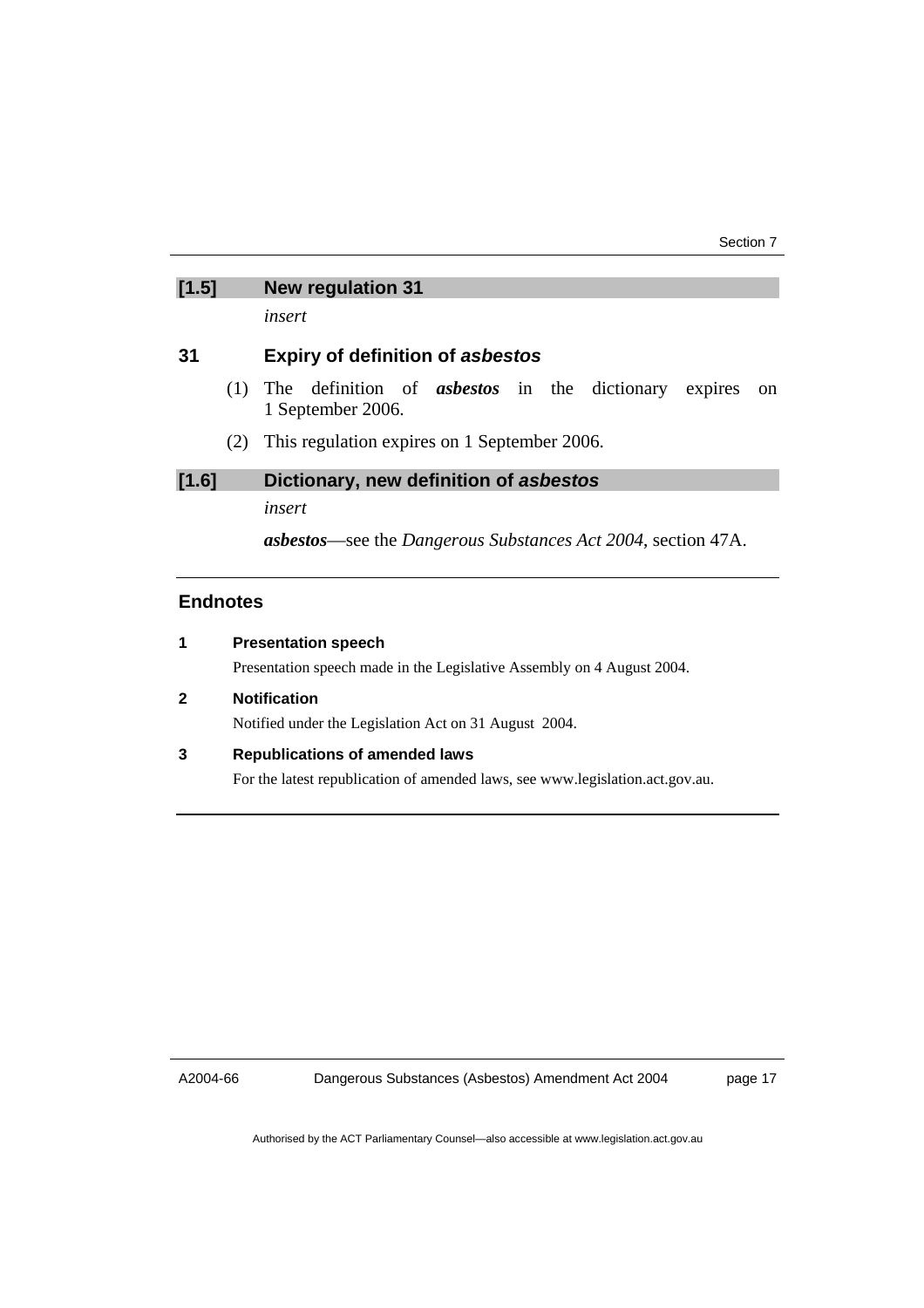### [1.5] New regulation 31

*insert*

### 31 Expiry of definition of *asbestos*

(1) The definition of ***asbestos*** in the dictionary expires on 1 September 2006.

(2) This regulation expires on 1 September 2006.

### [1.6] Dictionary, new definition of *asbestos*

*insert*

***asbestos***—see the *Dangerous Substances Act 2004*, section 47A.

## Endnotes

**1 Presentation speech**

Presentation speech made in the Legislative Assembly on 4 August 2004.

**2 Notification**

Notified under the Legislation Act on 31 August 2004.

**3 Republications of amended laws**

For the latest republication of amended laws, see www.legislation.act.gov.au.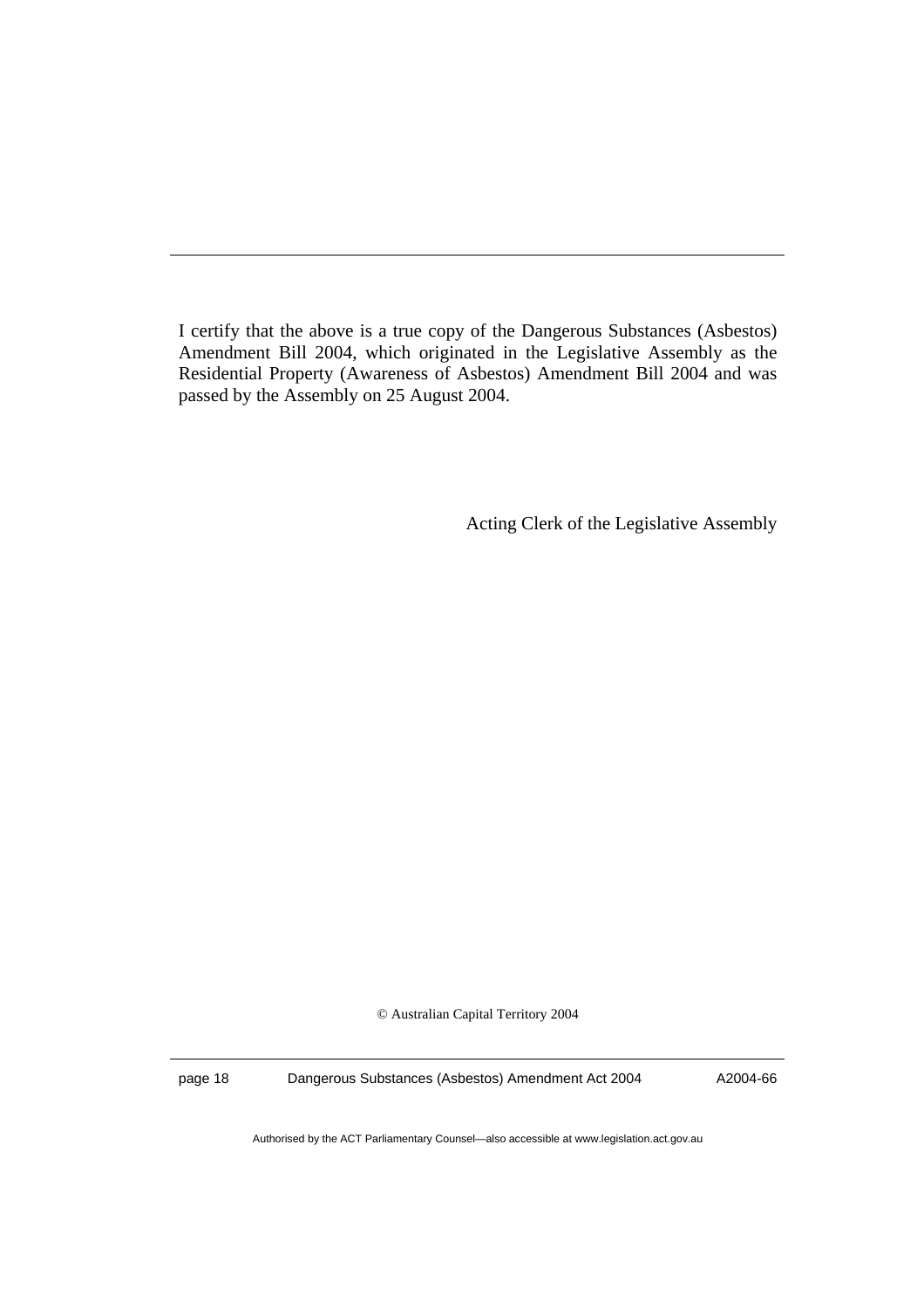I certify that the above is a true copy of the Dangerous Substances (Asbestos) Amendment Bill 2004, which originated in the Legislative Assembly as the Residential Property (Awareness of Asbestos) Amendment Bill 2004 and was passed by the Assembly on 25 August 2004.

Acting Clerk of the Legislative Assembly

© Australian Capital Territory 2004